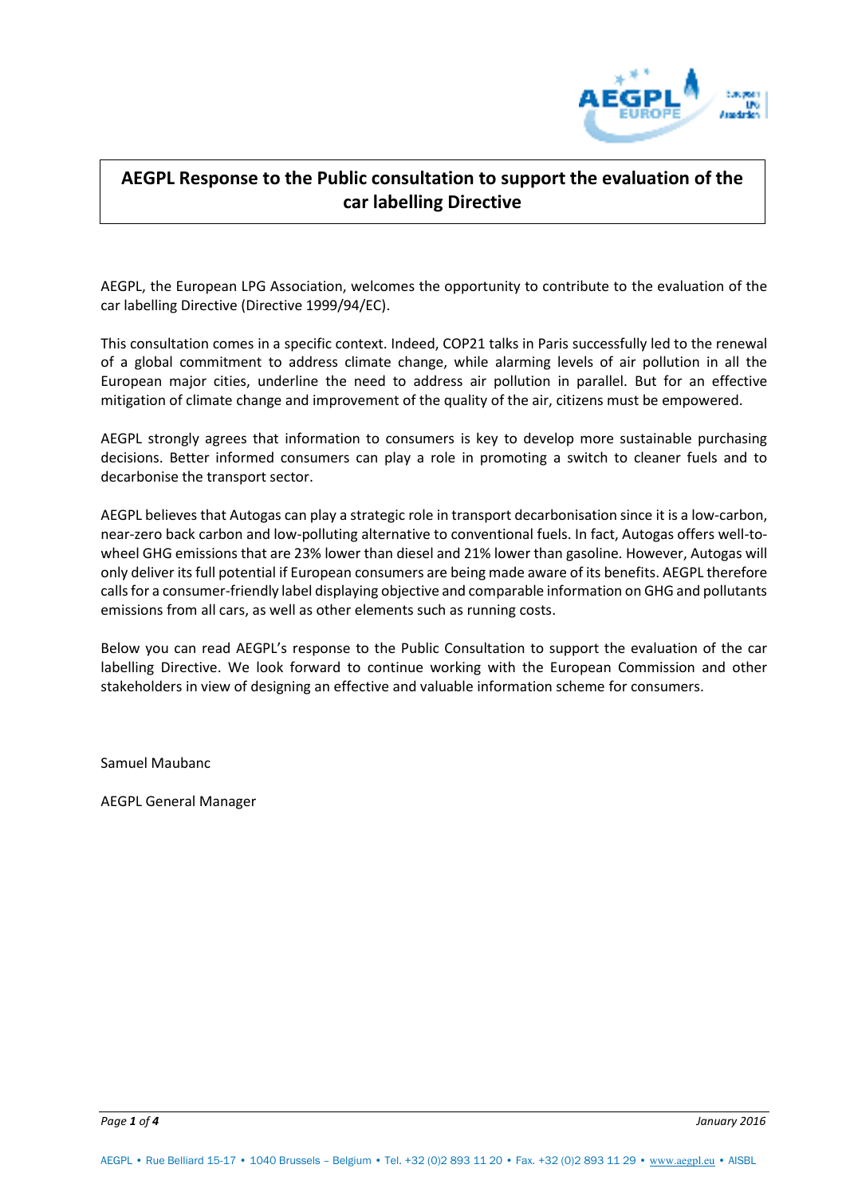# AEGPL Response to the Public consultation to support the evaluation of the car labelling Directive

AEGPL, the European LPG Association, welcomes the opportunity to contribute to the evaluation of the car labelling Directive (Directive 1999/94/EC).

This consultation comes in a specific context. Indeed, COP21 talks in Paris successfully led to the renewal of a global commitment to address climate change, while alarming levels of air pollution in all the European major cities, underline the need to address air pollution in parallel. But for an effective mitigation of climate change and improvement of the quality of the air, citizens must be empowered.

AEGPL strongly agrees that information to consumers is key to develop more sustainable purchasing decisions. Better informed consumers can play a role in promoting a switch to cleaner fuels and to decarbonise the transport sector.

AEGPL believes that Autogas can play a strategic role in transport decarbonisation since it is a low-carbon, near-zero back carbon and low-polluting alternative to conventional fuels. In fact, Autogas offers well-to-wheel GHG emissions that are 23% lower than diesel and 21% lower than gasoline. However, Autogas will only deliver its full potential if European consumers are being made aware of its benefits. AEGPL therefore calls for a consumer-friendly label displaying objective and comparable information on GHG and pollutants emissions from all cars, as well as other elements such as running costs.

Below you can read AEGPL's response to the Public Consultation to support the evaluation of the car labelling Directive. We look forward to continue working with the European Commission and other stakeholders in view of designing an effective and valuable information scheme for consumers.

Samuel Maubanc

AEGPL General Manager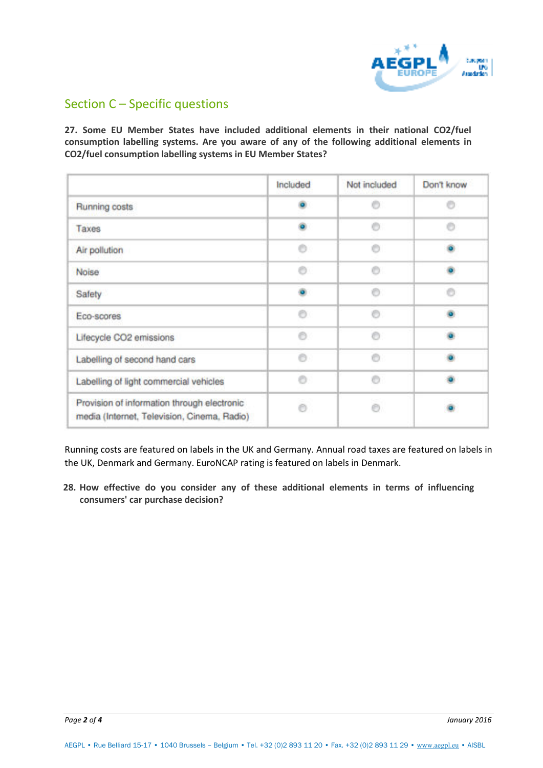## Section C – Specific questions

**27. Some EU Member States have included additional elements in their national CO2/fuel consumption labelling systems. Are you aware of any of the following additional elements in CO2/fuel consumption labelling systems in EU Member States?**

| | Included | Not included | Don't know |
|---|---|---|---|
| Running costs | ● | ○ | ○ |
| Taxes | ● | ○ | ○ |
| Air pollution | ○ | ○ | ● |
| Noise | ○ | ○ | ● |
| Safety | ● | ○ | ○ |
| Eco-scores | ○ | ○ | ● |
| Lifecycle CO2 emissions | ○ | ○ | ● |
| Labelling of second hand cars | ○ | ○ | ● |
| Labelling of light commercial vehicles | ○ | ○ | ● |
| Provision of information through electronic media (Internet, Television, Cinema, Radio) | ○ | ○ | ● |

Running costs are featured on labels in the UK and Germany. Annual road taxes are featured on labels in the UK, Denmark and Germany. EuroNCAP rating is featured on labels in Denmark.

**28. How effective do you consider any of these additional elements in terms of influencing consumers' car purchase decision?**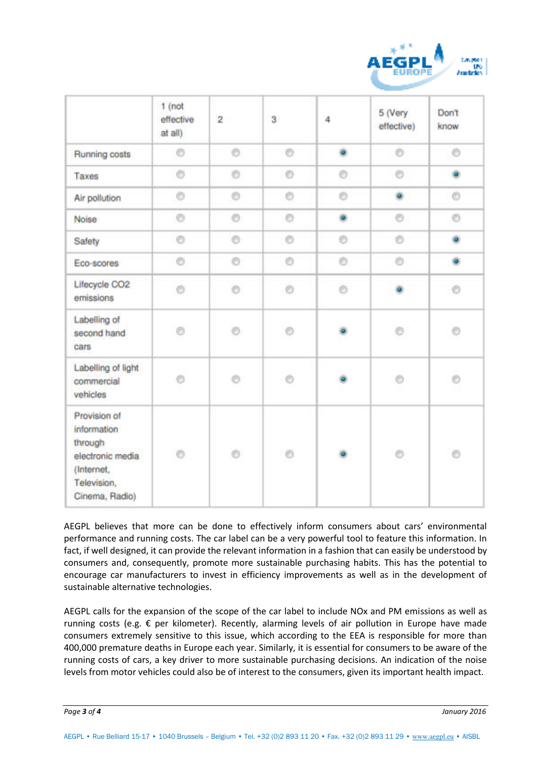| | 1 (not effective at all) | 2 | 3 | 4 | 5 (Very effective) | Don't know |
|---|---|---|---|---|---|---|
| Running costs | | | | X | | |
| Taxes | | | | | | X |
| Air pollution | | | | | X | |
| Noise | | | | X | | |
| Safety | | | | | | X |
| Eco-scores | | | | | | X |
| Lifecycle CO2 emissions | | | | | X | |
| Labelling of second hand cars | | | | X | | |
| Labelling of light commercial vehicles | | | | X | | |
| Provision of information through electronic media (Internet, Television, Cinema, Radio) | | | | X | | |

AEGPL believes that more can be done to effectively inform consumers about cars' environmental performance and running costs. The car label can be a very powerful tool to feature this information. In fact, if well designed, it can provide the relevant information in a fashion that can easily be understood by consumers and, consequently, promote more sustainable purchasing habits. This has the potential to encourage car manufacturers to invest in efficiency improvements as well as in the development of sustainable alternative technologies.

AEGPL calls for the expansion of the scope of the car label to include NOx and PM emissions as well as running costs (e.g. € per kilometer). Recently, alarming levels of air pollution in Europe have made consumers extremely sensitive to this issue, which according to the EEA is responsible for more than 400,000 premature deaths in Europe each year. Similarly, it is essential for consumers to be aware of the running costs of cars, a key driver to more sustainable purchasing decisions. An indication of the noise levels from motor vehicles could also be of interest to the consumers, given its important health impact.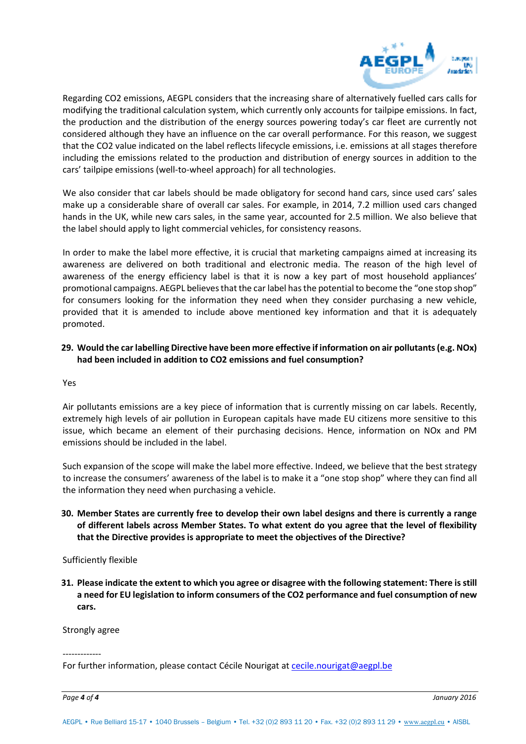Regarding $CO_2$ emissions, AEGPL considers that the increasing share of alternatively fuelled cars calls for modifying the traditional calculation system, which currently only accounts for tailpipe emissions. In fact, the production and the distribution of the energy sources powering today's car fleet are currently not considered although they have an influence on the car overall performance. For this reason, we suggest that the $CO_2$ value indicated on the label reflects lifecycle emissions, i.e. emissions at all stages therefore including the emissions related to the production and distribution of energy sources in addition to the cars' tailpipe emissions (well-to-wheel approach) for all technologies.

We also consider that car labels should be made obligatory for second hand cars, since used cars' sales make up a considerable share of overall car sales. For example, in 2014, 7.2 million used cars changed hands in the UK, while new cars sales, in the same year, accounted for 2.5 million. We also believe that the label should apply to light commercial vehicles, for consistency reasons.

In order to make the label more effective, it is crucial that marketing campaigns aimed at increasing its awareness are delivered on both traditional and electronic media. The reason of the high level of awareness of the energy efficiency label is that it is now a key part of most household appliances' promotional campaigns. AEGPL believes that the car label has the potential to become the "one stop shop" for consumers looking for the information they need when they consider purchasing a new vehicle, provided that it is amended to include above mentioned key information and that it is adequately promoted.

**29. Would the car labelling Directive have been more effective if information on air pollutants (e.g. NOx) had been included in addition to $CO_2$ emissions and fuel consumption?**

Yes

Air pollutants emissions are a key piece of information that is currently missing on car labels. Recently, extremely high levels of air pollution in European capitals have made EU citizens more sensitive to this issue, which became an element of their purchasing decisions. Hence, information on NOx and PM emissions should be included in the label.

Such expansion of the scope will make the label more effective. Indeed, we believe that the best strategy to increase the consumers' awareness of the label is to make it a "one stop shop" where they can find all the information they need when purchasing a vehicle.

**30. Member States are currently free to develop their own label designs and there is currently a range of different labels across Member States. To what extent do you agree that the level of flexibility that the Directive provides is appropriate to meet the objectives of the Directive?**

Sufficiently flexible

**31. Please indicate the extent to which you agree or disagree with the following statement: There is still a need for EU legislation to inform consumers of the $CO_2$ performance and fuel consumption of new cars.**

Strongly agree

-------------

For further information, please contact Cécile Nourigat at cecile.nourigat@aegpl.be

January 2016

AEGPL • Rue Belliard 15-17 • 1040 Brussels – Belgium • Tel. +32 (0)2 893 11 20 • Fax. +32 (0)2 893 11 29 • www.aegpl.eu • AISBL